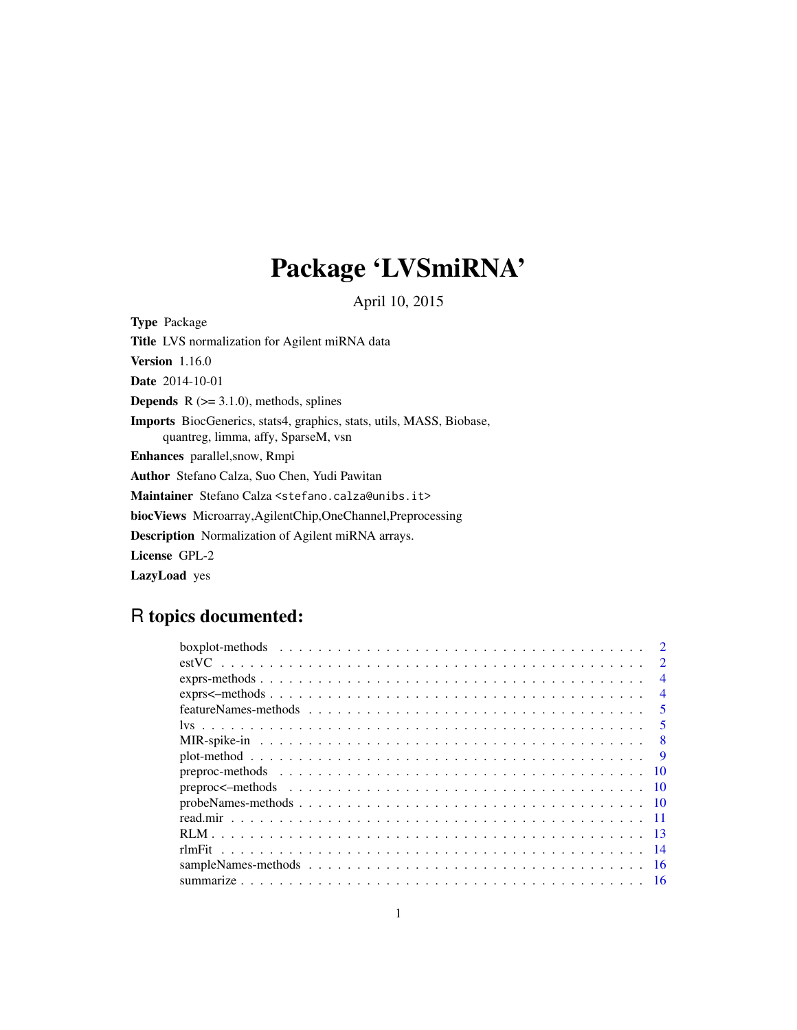# Package 'LVSmiRNA'

April 10, 2015

**Type** Package

**Title** LVS normalization for Agilent miRNA data

**Version** 1.16.0

**Date** 2014-10-01

**Depends** R (>= 3.1.0), methods, splines

**Imports** BiocGenerics, stats4, graphics, stats, utils, MASS, Biobase, quantreg, limma, affy, SparseM, vsn

**Enhances** parallel,snow, Rmpi

**Author** Stefano Calza, Suo Chen, Yudi Pawitan

**Maintainer** Stefano Calza <stefano.calza@unibs.it>

**biocViews** Microarray,AgilentChip,OneChannel,Preprocessing

**Description** Normalization of Agilent miRNA arrays.

**License** GPL-2

**LazyLoad** yes

## R topics documented:

| | |
|---|---|
| boxplot-methods | 2 |
| estVC | 2 |
| exprs-methods | 4 |
| exprs<–methods | 4 |
| featureNames-methods | 5 |
| lvs | 5 |
| MIR-spike-in | 8 |
| plot-method | 9 |
| preproc-methods | 10 |
| preproc<–methods | 10 |
| probeNames-methods | 10 |
| read.mir | 11 |
| RLM | 13 |
| rlmFit | 14 |
| sampleNames-methods | 16 |
| summarize | 16 |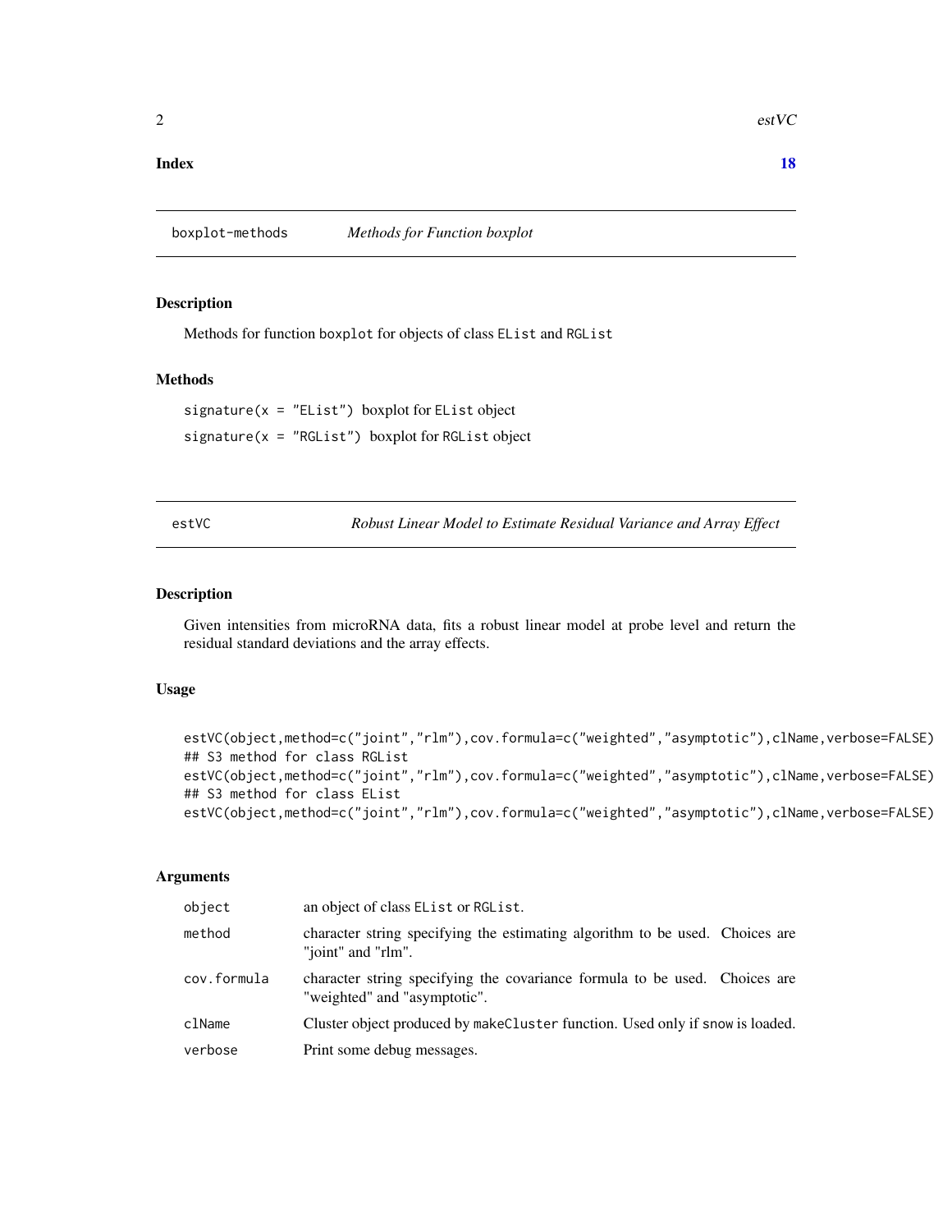**Index** **18**

## boxplot-methods — *Methods for Function boxplot*

### Description

Methods for function `boxplot` for objects of class `EList` and `RGList`

### Methods

`signature(x = "EList")` boxplot for `EList` object

`signature(x = "RGList")` boxplot for `RGList` object

## estVC — *Robust Linear Model to Estimate Residual Variance and Array Effect*

### Description

Given intensities from microRNA data, fits a robust linear model at probe level and return the residual standard deviations and the array effects.

### Usage

```
estVC(object,method=c("joint","rlm"),cov.formula=c("weighted","asymptotic"),clName,verbose=FALSE)
## S3 method for class RGList
estVC(object,method=c("joint","rlm"),cov.formula=c("weighted","asymptotic"),clName,verbose=FALSE)
## S3 method for class EList
estVC(object,method=c("joint","rlm"),cov.formula=c("weighted","asymptotic"),clName,verbose=FALSE)
```

### Arguments

| | |
|---|---|
| `object` | an object of class `EList` or `RGList`. |
| `method` | character string specifying the estimating algorithm to be used. Choices are "joint" and "rlm". |
| `cov.formula` | character string specifying the covariance formula to be used. Choices are "weighted" and "asymptotic". |
| `clName` | Cluster object produced by `makeCluster` function. Used only if `snow` is loaded. |
| `verbose` | Print some debug messages. |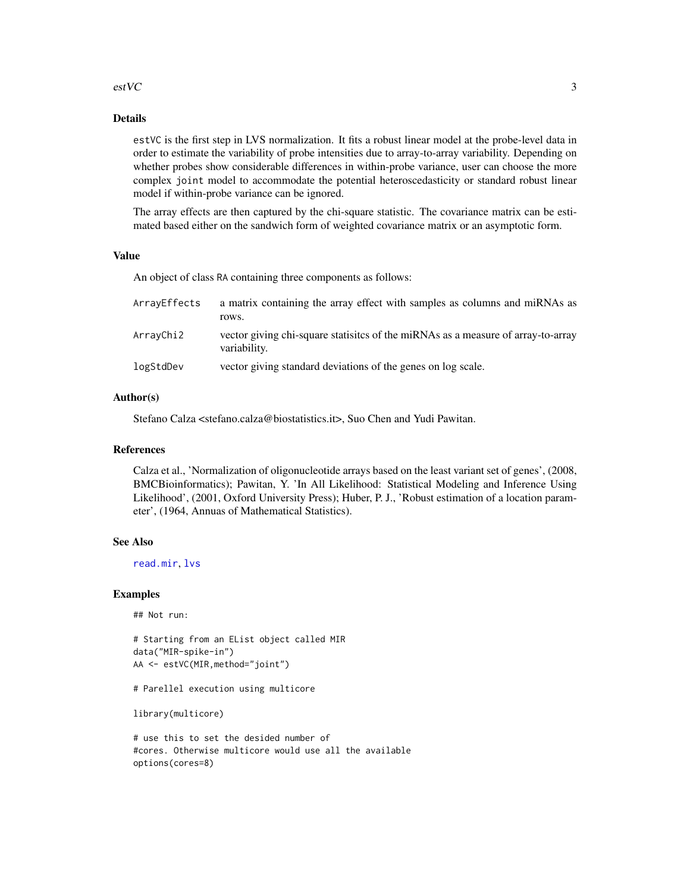## Details

`estVC` is the first step in LVS normalization. It fits a robust linear model at the probe-level data in order to estimate the variability of probe intensities due to array-to-array variability. Depending on whether probes show considerable differences in within-probe variance, user can choose the more complex `joint` model to accommodate the potential heteroscedasticity or standard robust linear model if within-probe variance can be ignored.

The array effects are then captured by the chi-square statistic. The covariance matrix can be estimated based either on the sandwich form of weighted covariance matrix or an asymptotic form.

## Value

An object of class `RA` containing three components as follows:

| | |
|---|---|
| `ArrayEffects` | a matrix containing the array effect with samples as columns and miRNAs as rows. |
| `ArrayChi2` | vector giving chi-square statisitcs of the miRNAs as a measure of array-to-array variability. |
| `logStdDev` | vector giving standard deviations of the genes on log scale. |

## Author(s)

Stefano Calza <stefano.calza@biostatistics.it>, Suo Chen and Yudi Pawitan.

## References

Calza et al., 'Normalization of oligonucleotide arrays based on the least variant set of genes', (2008, BMCBioinformatics); Pawitan, Y. 'In All Likelihood: Statistical Modeling and Inference Using Likelihood', (2001, Oxford University Press); Huber, P. J., 'Robust estimation of a location parameter', (1964, Annuas of Mathematical Statistics).

## See Also

`read.mir`, `lvs`

## Examples

```
## Not run:

# Starting from an EList object called MIR
data("MIR-spike-in")
AA <- estVC(MIR,method="joint")

# Parellel execution using multicore

library(multicore)

# use this to set the desided number of
#cores. Otherwise multicore would use all the available
options(cores=8)
```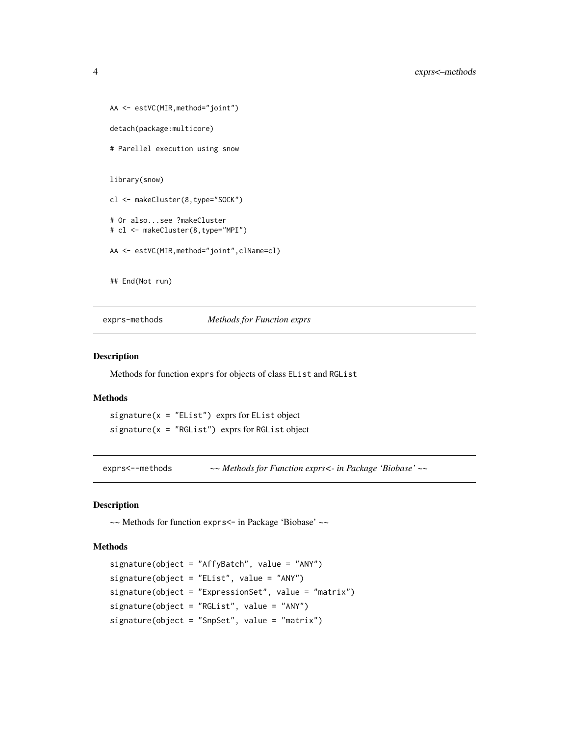```
AA <- estVC(MIR,method="joint")

detach(package:multicore)

# Parellel execution using snow


library(snow)

cl <- makeCluster(8,type="SOCK")

# Or also...see ?makeCluster
# cl <- makeCluster(8,type="MPI")

AA <- estVC(MIR,method="joint",clName=cl)


## End(Not run)
```

## exprs-methods — *Methods for Function exprs*

### Description

Methods for function `exprs` for objects of class `EList` and `RGList`

### Methods

`signature(x = "EList")` exprs for `EList` object

`signature(x = "RGList")` exprs for `RGList` object

## exprs<--methods — *~~ Methods for Function exprs<- in Package 'Biobase' ~~*

### Description

~~ Methods for function `exprs<-` in Package 'Biobase' ~~

### Methods

`signature(object = "AffyBatch", value = "ANY")`

`signature(object = "EList", value = "ANY")`

`signature(object = "ExpressionSet", value = "matrix")`

`signature(object = "RGList", value = "ANY")`

`signature(object = "SnpSet", value = "matrix")`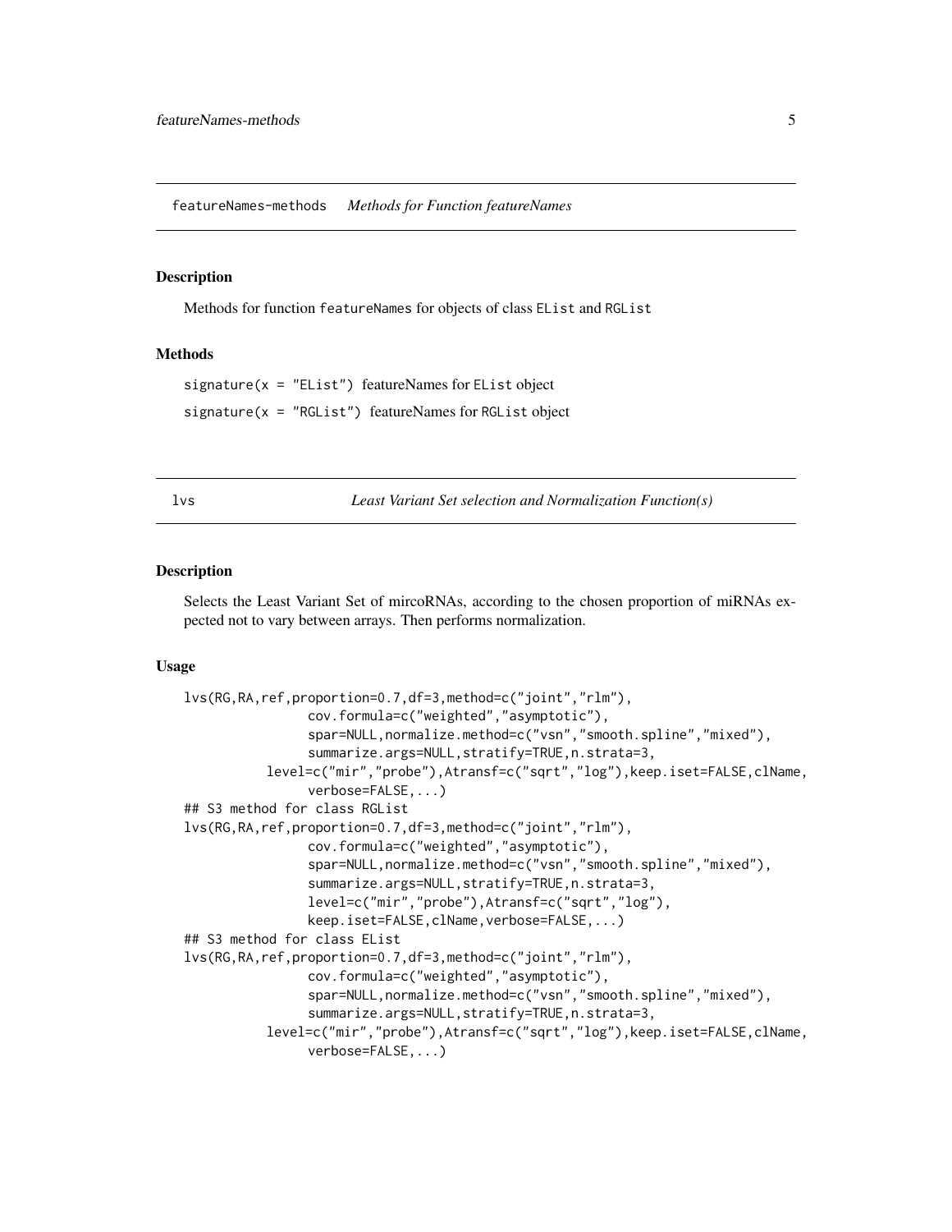## featureNames-methods *Methods for Function featureNames*

### Description

Methods for function `featureNames` for objects of class `EList` and `RGList`

### Methods

`signature(x = "EList")` featureNames for `EList` object

`signature(x = "RGList")` featureNames for `RGList` object

## lvs *Least Variant Set selection and Normalization Function(s)*

### Description

Selects the Least Variant Set of mircoRNAs, according to the chosen proportion of miRNAs expected not to vary between arrays. Then performs normalization.

### Usage

```
lvs(RG,RA,ref,proportion=0.7,df=3,method=c("joint","rlm"),
                cov.formula=c("weighted","asymptotic"),
                spar=NULL,normalize.method=c("vsn","smooth.spline","mixed"),
                summarize.args=NULL,stratify=TRUE,n.strata=3,
          level=c("mir","probe"),Atransf=c("sqrt","log"),keep.iset=FALSE,clName,
                verbose=FALSE,...)
## S3 method for class RGList
lvs(RG,RA,ref,proportion=0.7,df=3,method=c("joint","rlm"),
                cov.formula=c("weighted","asymptotic"),
                spar=NULL,normalize.method=c("vsn","smooth.spline","mixed"),
                summarize.args=NULL,stratify=TRUE,n.strata=3,
                level=c("mir","probe"),Atransf=c("sqrt","log"),
                keep.iset=FALSE,clName,verbose=FALSE,...)
## S3 method for class EList
lvs(RG,RA,ref,proportion=0.7,df=3,method=c("joint","rlm"),
                cov.formula=c("weighted","asymptotic"),
                spar=NULL,normalize.method=c("vsn","smooth.spline","mixed"),
                summarize.args=NULL,stratify=TRUE,n.strata=3,
          level=c("mir","probe"),Atransf=c("sqrt","log"),keep.iset=FALSE,clName,
                verbose=FALSE,...)
```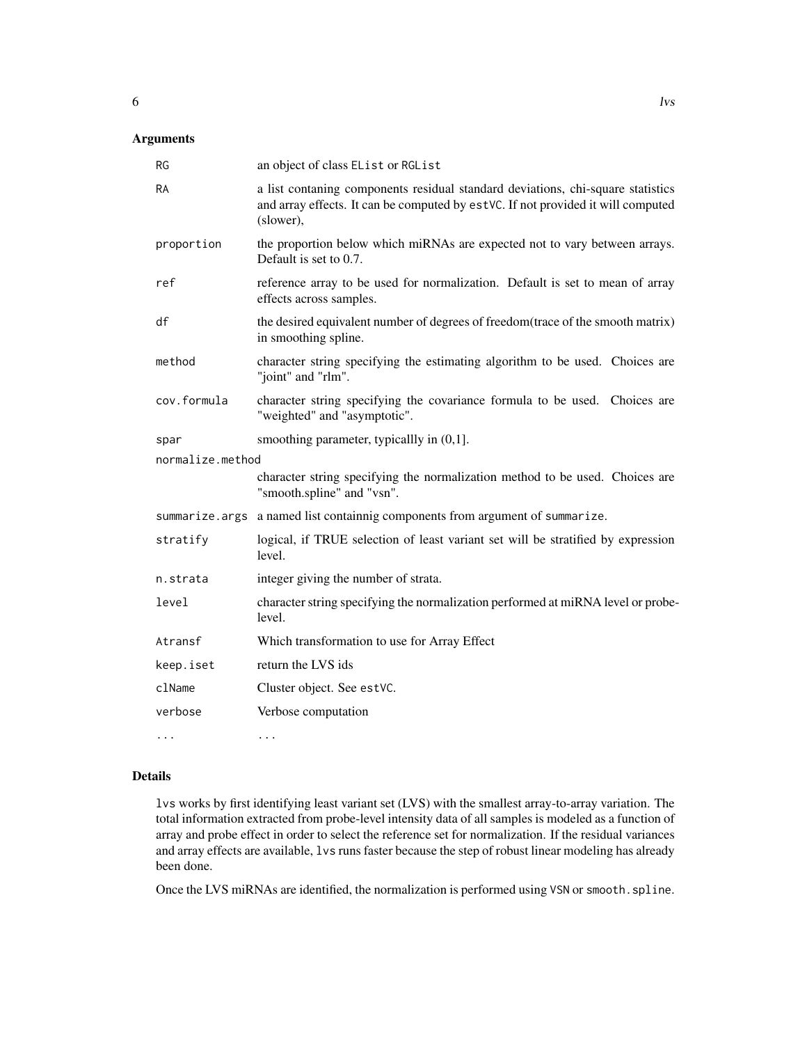## Arguments

| | |
|---|---|
| RG | an object of class EList or RGList |
| RA | a list contaning components residual standard deviations, chi-square statistics and array effects. It can be computed by estVC. If not provided it will computed (slower), |
| proportion | the proportion below which miRNAs are expected not to vary between arrays. Default is set to 0.7. |
| ref | reference array to be used for normalization. Default is set to mean of array effects across samples. |
| df | the desired equivalent number of degrees of freedom(trace of the smooth matrix) in smoothing spline. |
| method | character string specifying the estimating algorithm to be used. Choices are "joint" and "rlm". |
| cov.formula | character string specifying the covariance formula to be used. Choices are "weighted" and "asymptotic". |
| spar | smoothing parameter, typicallly in (0,1]. |
| normalize.method | character string specifying the normalization method to be used. Choices are "smooth.spline" and "vsn". |
| summarize.args | a named list containnig components from argument of summarize. |
| stratify | logical, if TRUE selection of least variant set will be stratified by expression level. |
| n.strata | integer giving the number of strata. |
| level | character string specifying the normalization performed at miRNA level or probe-level. |
| Atransf | Which transformation to use for Array Effect |
| keep.iset | return the LVS ids |
| clName | Cluster object. See estVC. |
| verbose | Verbose computation |
| ... | ... |

## Details

lvs works by first identifying least variant set (LVS) with the smallest array-to-array variation. The total information extracted from probe-level intensity data of all samples is modeled as a function of array and probe effect in order to select the reference set for normalization. If the residual variances and array effects are available, lvs runs faster because the step of robust linear modeling has already been done.

Once the LVS miRNAs are identified, the normalization is performed using VSN or smooth.spline.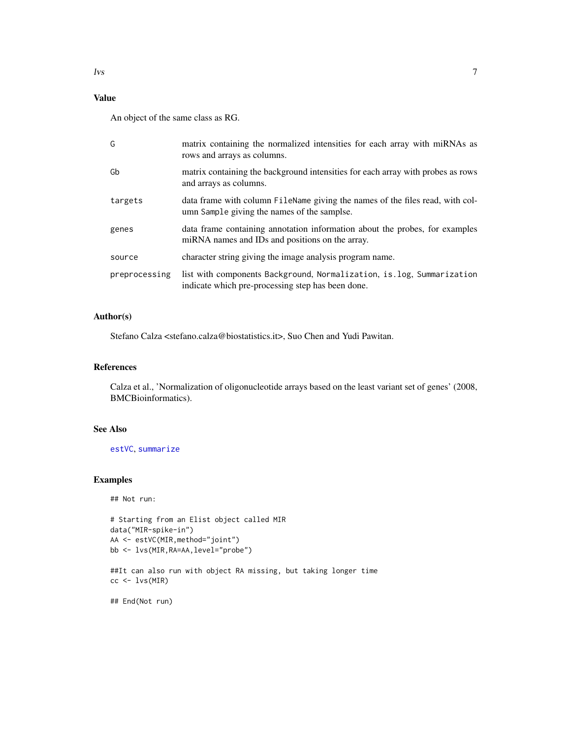## Value

An object of the same class as RG.

| | |
|---|---|
| G | matrix containing the normalized intensities for each array with miRNAs as rows and arrays as columns. |
| Gb | matrix containing the background intensities for each array with probes as rows and arrays as columns. |
| targets | data frame with column `FileName` giving the names of the files read, with column `Sample` giving the names of the samplse. |
| genes | data frame containing annotation information about the probes, for examples miRNA names and IDs and positions on the array. |
| source | character string giving the image analysis program name. |
| preprocessing | list with components `Background`, `Normalization`, `is.log`, `Summarization` indicate which pre-processing step has been done. |

## Author(s)

Stefano Calza <stefano.calza@biostatistics.it>, Suo Chen and Yudi Pawitan.

## References

Calza et al., 'Normalization of oligonucleotide arrays based on the least variant set of genes' (2008, BMCBioinformatics).

## See Also

`estVC`, `summarize`

## Examples

```
## Not run:

# Starting from an Elist object called MIR
data("MIR-spike-in")
AA <- estVC(MIR,method="joint")
bb <- lvs(MIR,RA=AA,level="probe")

##It can also run with object RA missing, but taking longer time
cc <- lvs(MIR)

## End(Not run)
```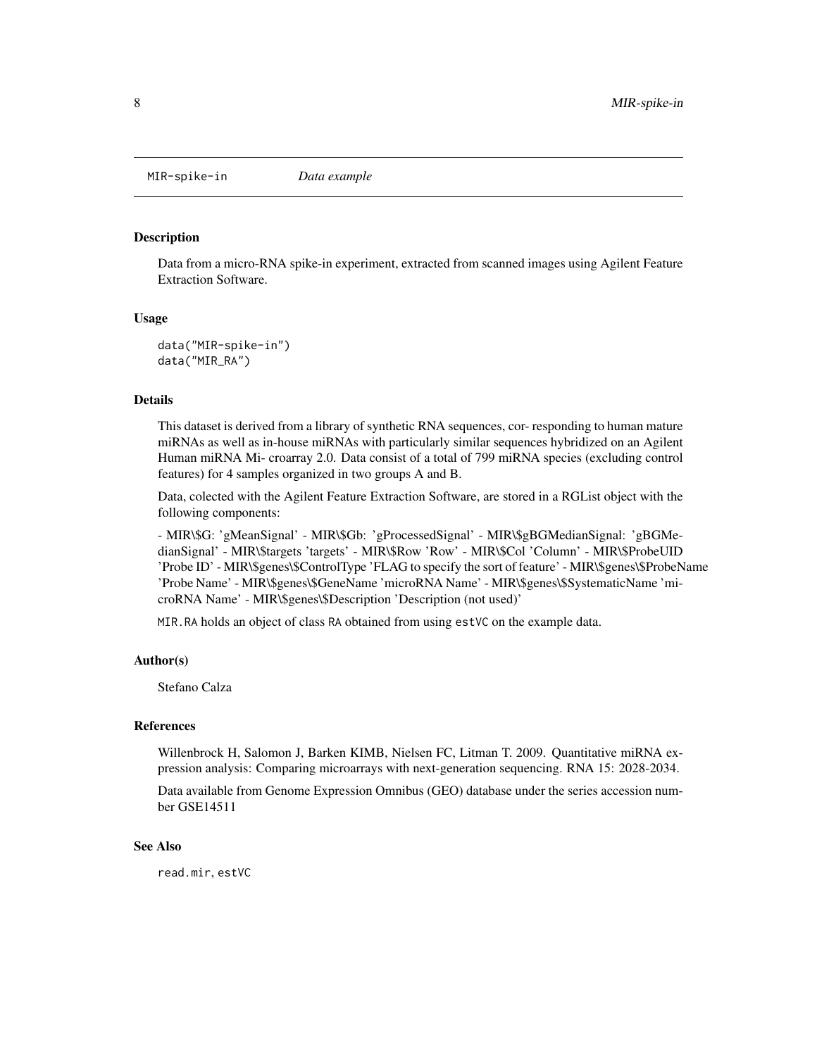MIR-spike-in    *Data example*

## Description

Data from a micro-RNA spike-in experiment, extracted from scanned images using Agilent Feature Extraction Software.

## Usage

```
data("MIR-spike-in")
data("MIR_RA")
```

## Details

This dataset is derived from a library of synthetic RNA sequences, cor- responding to human mature miRNAs as well as in-house miRNAs with particularly similar sequences hybridized on an Agilent Human miRNA Mi- croarray 2.0. Data consist of a total of 799 miRNA species (excluding control features) for 4 samples organized in two groups A and B.

Data, colected with the Agilent Feature Extraction Software, are stored in a RGList object with the following components:

- MIR\$G: 'gMeanSignal' - MIR\$Gb: 'gProcessedSignal' - MIR\$gBGMedianSignal: 'gBGMedianSignal' - MIR\$targets 'targets' - MIR\$Row 'Row' - MIR\$Col 'Column' - MIR\$ProbeUID 'Probe ID' - MIR\$genes\$ControlType 'FLAG to specify the sort of feature' - MIR\$genes\$ProbeName 'Probe Name' - MIR\$genes\$GeneName 'microRNA Name' - MIR\$genes\$SystematicName 'microRNA Name' - MIR\$genes\$Description 'Description (not used)'

`MIR.RA` holds an object of class `RA` obtained from using `estVC` on the example data.

## Author(s)

Stefano Calza

## References

Willenbrock H, Salomon J, Barken KIMB, Nielsen FC, Litman T. 2009. Quantitative miRNA expression analysis: Comparing microarrays with next-generation sequencing. RNA 15: 2028-2034.

Data available from Genome Expression Omnibus (GEO) database under the series accession number GSE14511

## See Also

`read.mir`, `estVC`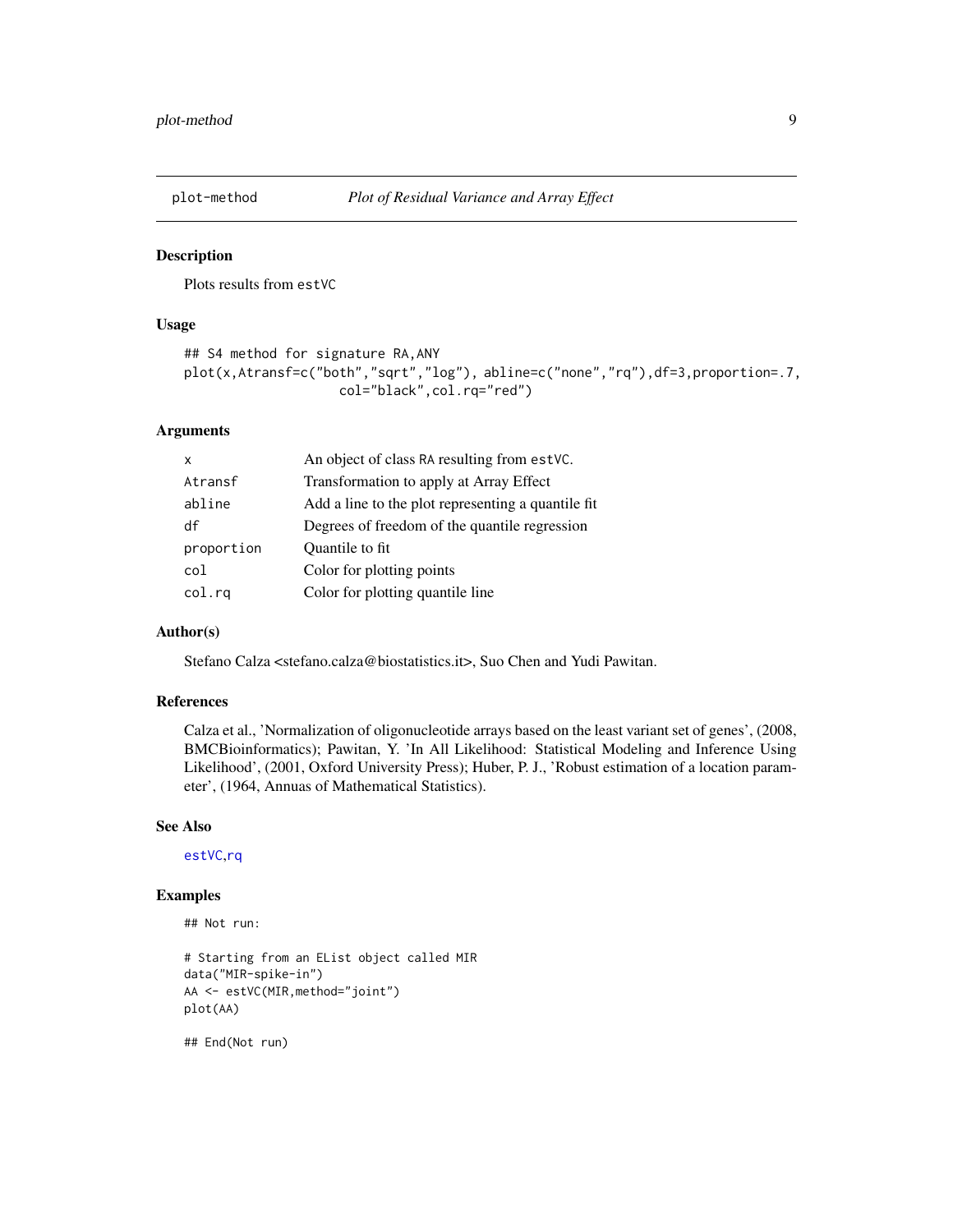# plot-method — *Plot of Residual Variance and Array Effect*

## Description

Plots results from `estVC`

## Usage

```
## S4 method for signature RA,ANY
plot(x,Atransf=c("both","sqrt","log"), abline=c("none","rq"),df=3,proportion=.7,
                   col="black",col.rq="red")
```

## Arguments

| | |
|---|---|
| `x` | An object of class `RA` resulting from `estVC`. |
| `Atransf` | Transformation to apply at Array Effect |
| `abline` | Add a line to the plot representing a quantile fit |
| `df` | Degrees of freedom of the quantile regression |
| `proportion` | Quantile to fit |
| `col` | Color for plotting points |
| `col.rq` | Color for plotting quantile line |

## Author(s)

Stefano Calza <stefano.calza@biostatistics.it>, Suo Chen and Yudi Pawitan.

## References

Calza et al., 'Normalization of oligonucleotide arrays based on the least variant set of genes', (2008, BMCBioinformatics); Pawitan, Y. 'In All Likelihood: Statistical Modeling and Inference Using Likelihood', (2001, Oxford University Press); Huber, P. J., 'Robust estimation of a location parameter', (1964, Annuas of Mathematical Statistics).

## See Also

`estVC`,`rq`

## Examples

```
## Not run:

# Starting from an EList object called MIR
data("MIR-spike-in")
AA <- estVC(MIR,method="joint")
plot(AA)

## End(Not run)
```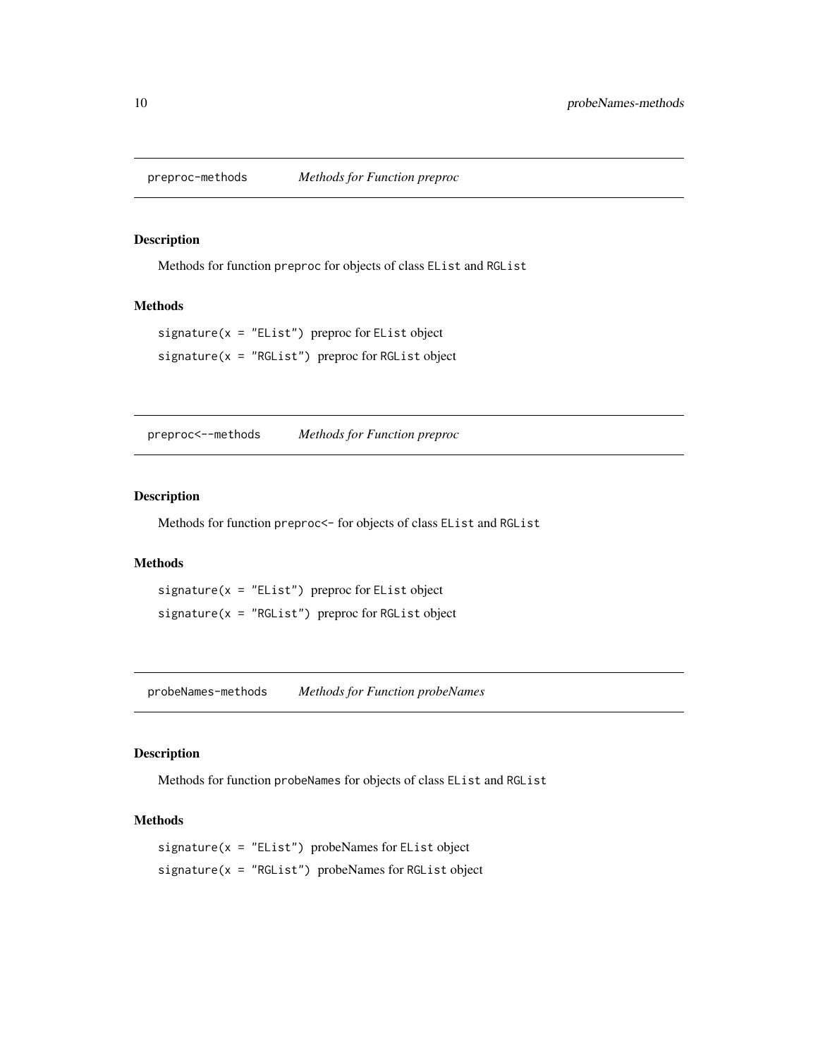## preproc-methods *Methods for Function preproc*

### Description

Methods for function `preproc` for objects of class `EList` and `RGList`

### Methods

`signature(x = "EList")` preproc for `EList` object

`signature(x = "RGList")` preproc for `RGList` object

## preproc<--methods *Methods for Function preproc*

### Description

Methods for function `preproc<-` for objects of class `EList` and `RGList`

### Methods

`signature(x = "EList")` preproc for `EList` object

`signature(x = "RGList")` preproc for `RGList` object

## probeNames-methods *Methods for Function probeNames*

### Description

Methods for function `probeNames` for objects of class `EList` and `RGList`

### Methods

`signature(x = "EList")` probeNames for `EList` object

`signature(x = "RGList")` probeNames for `RGList` object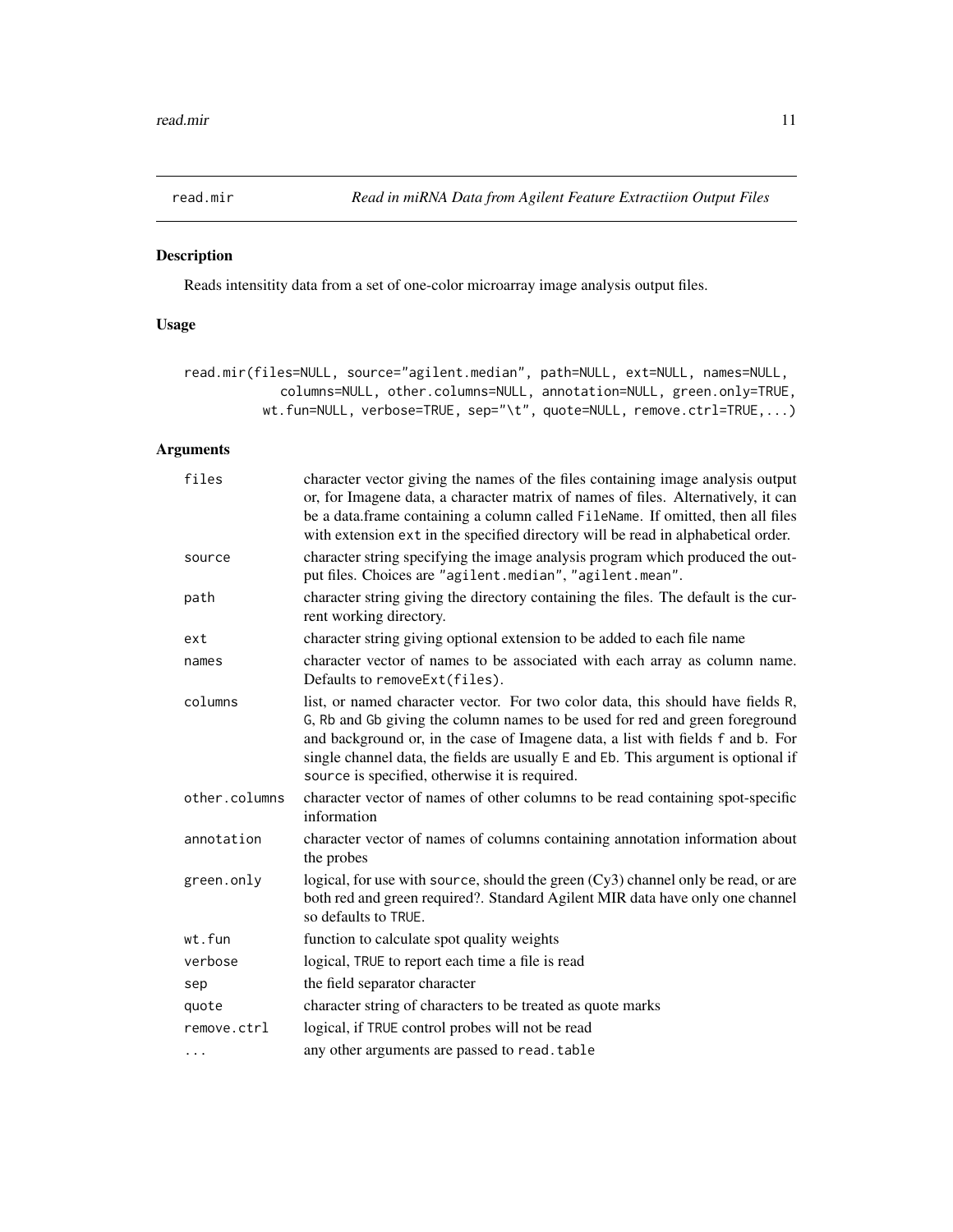# read.mir — *Read in miRNA Data from Agilent Feature Extractiion Output Files*

## Description

Reads intensitity data from a set of one-color microarray image analysis output files.

## Usage

```
read.mir(files=NULL, source="agilent.median", path=NULL, ext=NULL, names=NULL,
          columns=NULL, other.columns=NULL, annotation=NULL, green.only=TRUE,
        wt.fun=NULL, verbose=TRUE, sep="\t", quote=NULL, remove.ctrl=TRUE,...)
```

## Arguments

| | |
|---|---|
| `files` | character vector giving the names of the files containing image analysis output or, for Imagene data, a character matrix of names of files. Alternatively, it can be a data.frame containing a column called `FileName`. If omitted, then all files with extension `ext` in the specified directory will be read in alphabetical order. |
| `source` | character string specifying the image analysis program which produced the output files. Choices are `"agilent.median"`, `"agilent.mean"`. |
| `path` | character string giving the directory containing the files. The default is the current working directory. |
| `ext` | character string giving optional extension to be added to each file name |
| `names` | character vector of names to be associated with each array as column name. Defaults to `removeExt(files)`. |
| `columns` | list, or named character vector. For two color data, this should have fields `R`, `G`, `Rb` and `Gb` giving the column names to be used for red and green foreground and background or, in the case of Imagene data, a list with fields `f` and `b`. For single channel data, the fields are usually `E` and `Eb`. This argument is optional if `source` is specified, otherwise it is required. |
| `other.columns` | character vector of names of other columns to be read containing spot-specific information |
| `annotation` | character vector of names of columns containing annotation information about the probes |
| `green.only` | logical, for use with `source`, should the green (Cy3) channel only be read, or are both red and green required?. Standard Agilent MIR data have only one channel so defaults to `TRUE`. |
| `wt.fun` | function to calculate spot quality weights |
| `verbose` | logical, `TRUE` to report each time a file is read |
| `sep` | the field separator character |
| `quote` | character string of characters to be treated as quote marks |
| `remove.ctrl` | logical, if `TRUE` control probes will not be read |
| `...` | any other arguments are passed to `read.table` |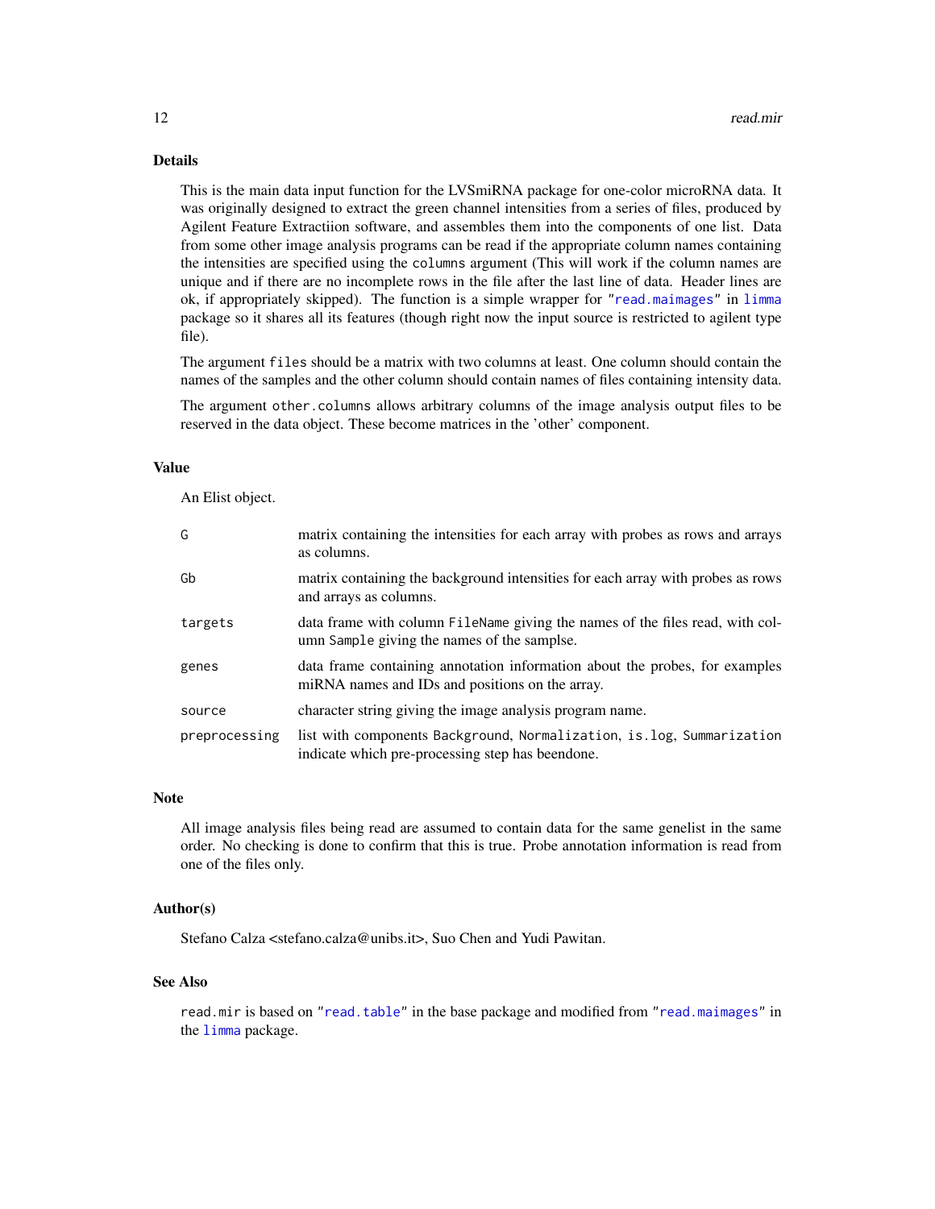## Details

This is the main data input function for the LVSmiRNA package for one-color microRNA data. It was originally designed to extract the green channel intensities from a series of files, produced by Agilent Feature Extractiion software, and assembles them into the components of one list. Data from some other image analysis programs can be read if the appropriate column names containing the intensities are specified using the `columns` argument (This will work if the column names are unique and if there are no incomplete rows in the file after the last line of data. Header lines are ok, if appropriately skipped). The function is a simple wrapper for "`read.maimages`" in `limma` package so it shares all its features (though right now the input source is restricted to agilent type file).

The argument `files` should be a matrix with two columns at least. One column should contain the names of the samples and the other column should contain names of files containing intensity data.

The argument `other.columns` allows arbitrary columns of the image analysis output files to be reserved in the data object. These become matrices in the 'other' component.

## Value

An Elist object.

| | |
|---|---|
| `G` | matrix containing the intensities for each array with probes as rows and arrays as columns. |
| `Gb` | matrix containing the background intensities for each array with probes as rows and arrays as columns. |
| `targets` | data frame with column `FileName` giving the names of the files read, with column `Sample` giving the names of the samplse. |
| `genes` | data frame containing annotation information about the probes, for examples miRNA names and IDs and positions on the array. |
| `source` | character string giving the image analysis program name. |
| `preprocessing` | list with components `Background`, `Normalization`, `is.log`, `Summarization` indicate which pre-processing step has beendone. |

## Note

All image analysis files being read are assumed to contain data for the same genelist in the same order. No checking is done to confirm that this is true. Probe annotation information is read from one of the files only.

## Author(s)

Stefano Calza <stefano.calza@unibs.it>, Suo Chen and Yudi Pawitan.

## See Also

`read.mir` is based on "`read.table`" in the base package and modified from "`read.maimages`" in the `limma` package.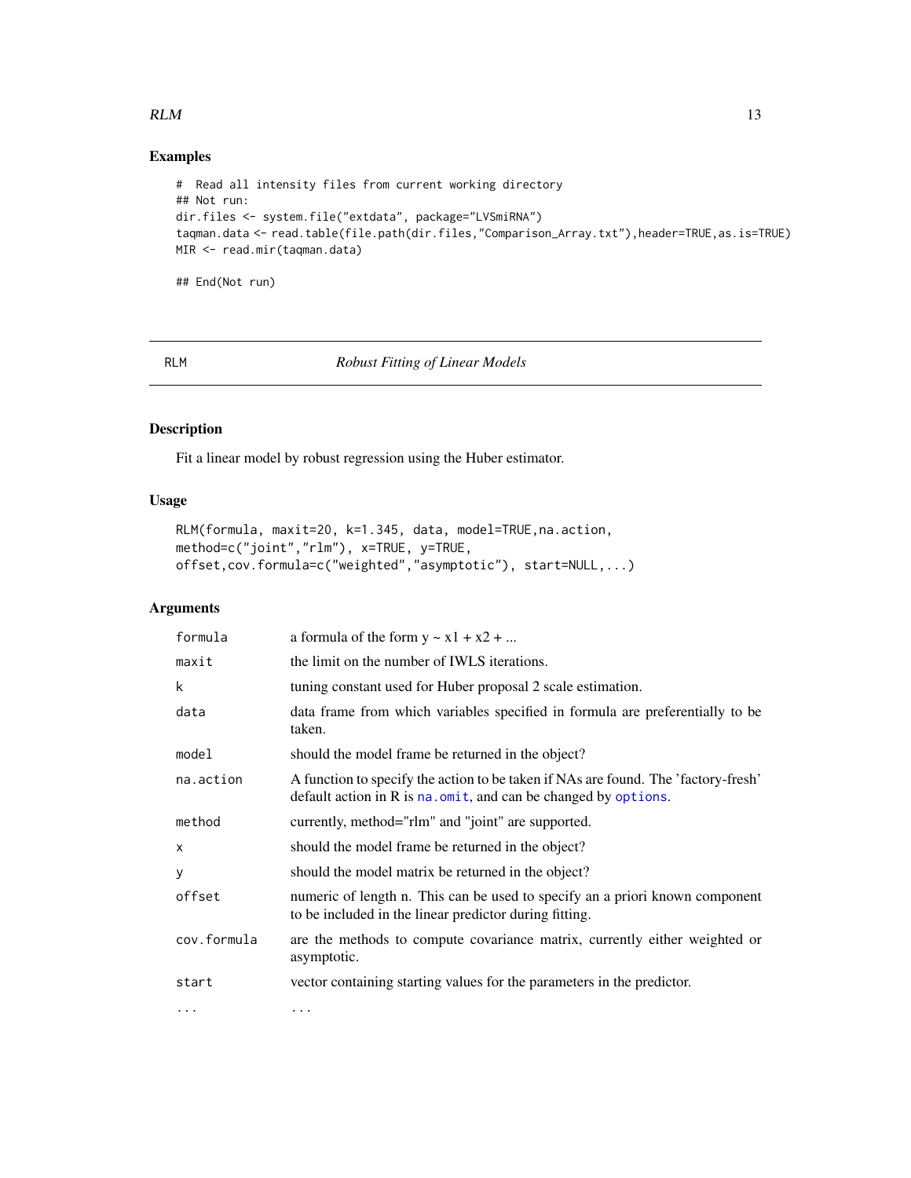## Examples

```
#  Read all intensity files from current working directory
## Not run:
dir.files <- system.file("extdata", package="LVSmiRNA")
taqman.data <- read.table(file.path(dir.files,"Comparison_Array.txt"),header=TRUE,as.is=TRUE)
MIR <- read.mir(taqman.data)

## End(Not run)
```

---

# RLM *Robust Fitting of Linear Models*

---

## Description

Fit a linear model by robust regression using the Huber estimator.

## Usage

```
RLM(formula, maxit=20, k=1.345, data, model=TRUE,na.action,
method=c("joint","rlm"), x=TRUE, y=TRUE,
offset,cov.formula=c("weighted","asymptotic"), start=NULL,...)
```

## Arguments

| | |
|---|---|
| `formula` | a formula of the form y ~ x1 + x2 + ... |
| `maxit` | the limit on the number of IWLS iterations. |
| `k` | tuning constant used for Huber proposal 2 scale estimation. |
| `data` | data frame from which variables specified in formula are preferentially to be taken. |
| `model` | should the model frame be returned in the object? |
| `na.action` | A function to specify the action to be taken if NAs are found. The 'factory-fresh' default action in R is `na.omit`, and can be changed by `options`. |
| `method` | currently, method="rlm" and "joint" are supported. |
| `x` | should the model frame be returned in the object? |
| `y` | should the model matrix be returned in the object? |
| `offset` | numeric of length n. This can be used to specify an a priori known component to be included in the linear predictor during fitting. |
| `cov.formula` | are the methods to compute covariance matrix, currently either weighted or asymptotic. |
| `start` | vector containing starting values for the parameters in the predictor. |
| `...` | ... |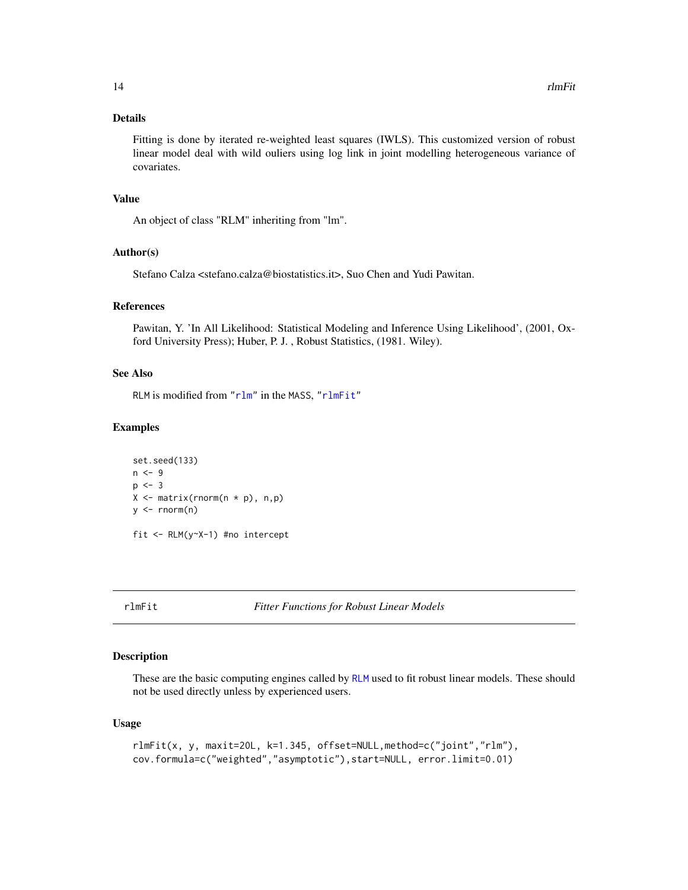### Details

Fitting is done by iterated re-weighted least squares (IWLS). This customized version of robust linear model deal with wild ouliers using log link in joint modelling heterogeneous variance of covariates.

### Value

An object of class "RLM" inheriting from "lm".

### Author(s)

Stefano Calza <stefano.calza@biostatistics.it>, Suo Chen and Yudi Pawitan.

### References

Pawitan, Y. 'In All Likelihood: Statistical Modeling and Inference Using Likelihood', (2001, Oxford University Press); Huber, P. J. , Robust Statistics, (1981. Wiley).

### See Also

RLM is modified from "rlm" in the MASS, "rlmFit"

### Examples

```
set.seed(133)
n <- 9
p <- 3
X <- matrix(rnorm(n * p), n,p)
y <- rnorm(n)

fit <- RLM(y~X-1) #no intercept
```

---

## rlmFit *Fitter Functions for Robust Linear Models*

---

### Description

These are the basic computing engines called by RLM used to fit robust linear models. These should not be used directly unless by experienced users.

### Usage

```
rlmFit(x, y, maxit=20L, k=1.345, offset=NULL,method=c("joint","rlm"),
cov.formula=c("weighted","asymptotic"),start=NULL, error.limit=0.01)
```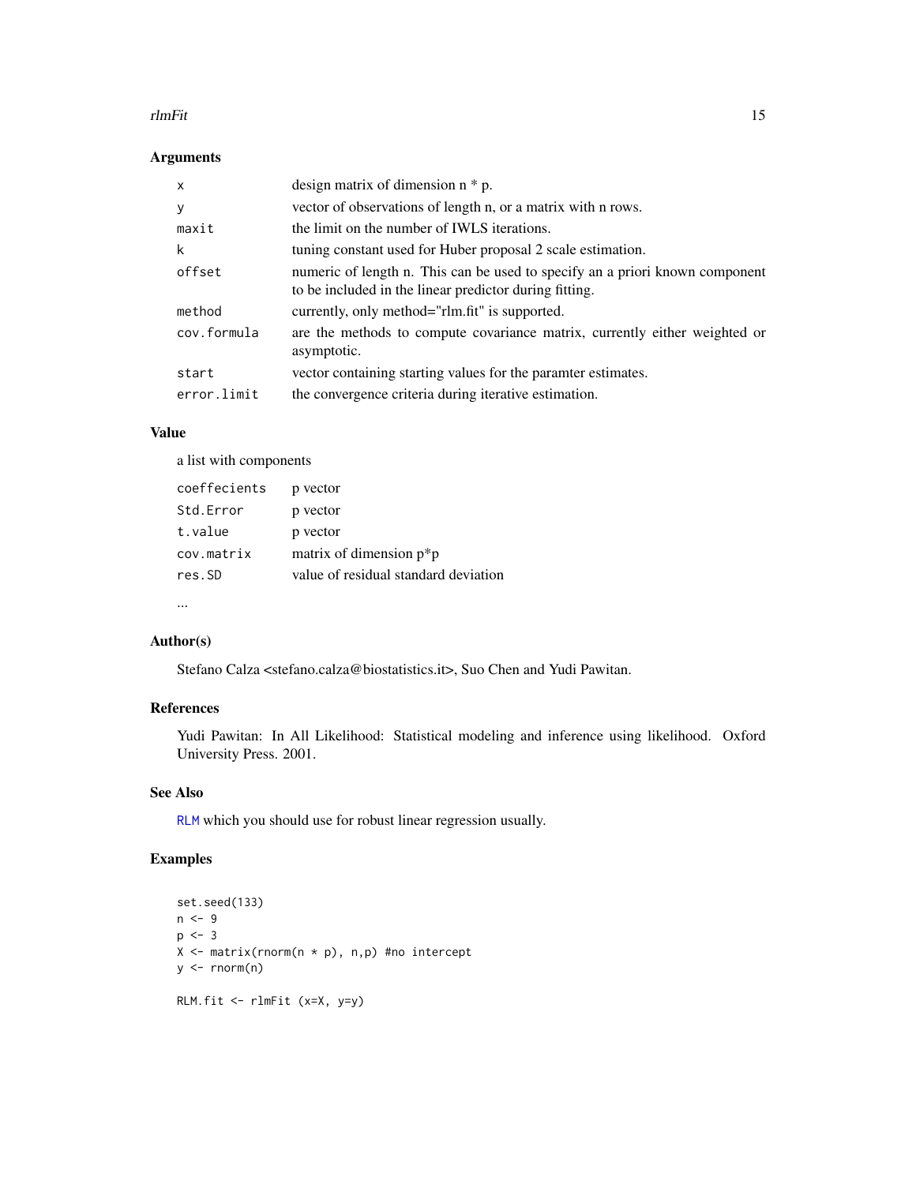## Arguments

| | |
|---|---|
| x | design matrix of dimension n * p. |
| y | vector of observations of length n, or a matrix with n rows. |
| maxit | the limit on the number of IWLS iterations. |
| k | tuning constant used for Huber proposal 2 scale estimation. |
| offset | numeric of length n. This can be used to specify an a priori known component to be included in the linear predictor during fitting. |
| method | currently, only method="rlm.fit" is supported. |
| cov.formula | are the methods to compute covariance matrix, currently either weighted or asymptotic. |
| start | vector containing starting values for the paramter estimates. |
| error.limit | the convergence criteria during iterative estimation. |

## Value

a list with components

| | |
|---|---|
| coeffecients | p vector |
| Std.Error | p vector |
| t.value | p vector |
| cov.matrix | matrix of dimension p*p |
| res.SD | value of residual standard deviation |

...

## Author(s)

Stefano Calza <stefano.calza@biostatistics.it>, Suo Chen and Yudi Pawitan.

## References

Yudi Pawitan: In All Likelihood: Statistical modeling and inference using likelihood. Oxford University Press. 2001.

## See Also

RLM which you should use for robust linear regression usually.

## Examples

```
set.seed(133)
n <- 9
p <- 3
X <- matrix(rnorm(n * p), n,p) #no intercept
y <- rnorm(n)

RLM.fit <- rlmFit (x=X, y=y)
```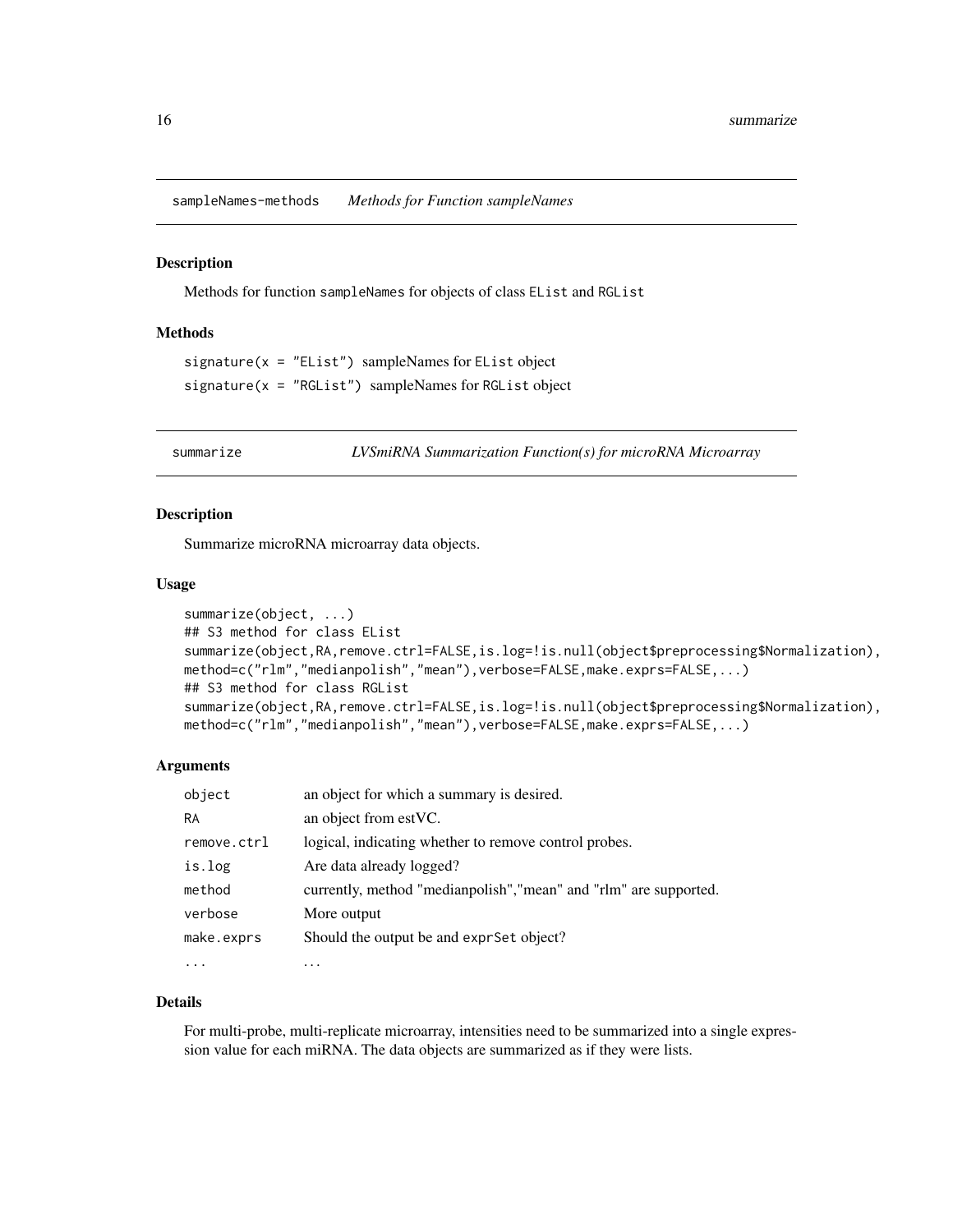## sampleNames-methods *Methods for Function sampleNames*

### Description

Methods for function `sampleNames` for objects of class `EList` and `RGList`

### Methods

`signature(x = "EList")` sampleNames for `EList` object

`signature(x = "RGList")` sampleNames for `RGList` object

## summarize *LVSmiRNA Summarization Function(s) for microRNA Microarray*

### Description

Summarize microRNA microarray data objects.

### Usage

```
summarize(object, ...)
## S3 method for class EList
summarize(object,RA,remove.ctrl=FALSE,is.log=!is.null(object$preprocessing$Normalization),
method=c("rlm","medianpolish","mean"),verbose=FALSE,make.exprs=FALSE,...)
## S3 method for class RGList
summarize(object,RA,remove.ctrl=FALSE,is.log=!is.null(object$preprocessing$Normalization),
method=c("rlm","medianpolish","mean"),verbose=FALSE,make.exprs=FALSE,...)
```

### Arguments

| | |
|---|---|
| `object` | an object for which a summary is desired. |
| `RA` | an object from estVC. |
| `remove.ctrl` | logical, indicating whether to remove control probes. |
| `is.log` | Are data already logged? |
| `method` | currently, method "medianpolish","mean" and "rlm" are supported. |
| `verbose` | More output |
| `make.exprs` | Should the output be and `exprSet` object? |
| `...` | ... |

### Details

For multi-probe, multi-replicate microarray, intensities need to be summarized into a single expression value for each miRNA. The data objects are summarized as if they were lists.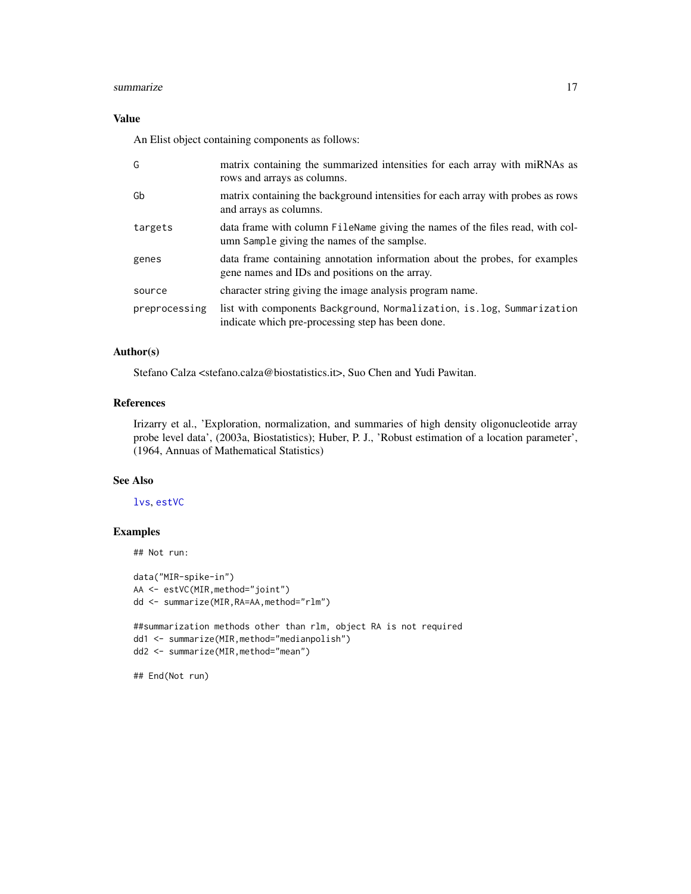## Value

An Elist object containing components as follows:

| | |
|---|---|
| G | matrix containing the summarized intensities for each array with miRNAs as rows and arrays as columns. |
| Gb | matrix containing the background intensities for each array with probes as rows and arrays as columns. |
| targets | data frame with column `FileName` giving the names of the files read, with column `Sample` giving the names of the samplse. |
| genes | data frame containing annotation information about the probes, for examples gene names and IDs and positions on the array. |
| source | character string giving the image analysis program name. |
| preprocessing | list with components `Background`, `Normalization`, `is.log`, `Summarization` indicate which pre-processing step has been done. |

## Author(s)

Stefano Calza <stefano.calza@biostatistics.it>, Suo Chen and Yudi Pawitan.

## References

Irizarry et al., 'Exploration, normalization, and summaries of high density oligonucleotide array probe level data', (2003a, Biostatistics); Huber, P. J., 'Robust estimation of a location parameter', (1964, Annuas of Mathematical Statistics)

## See Also

lvs, estVC

## Examples

```
## Not run:

data("MIR-spike-in")
AA <- estVC(MIR,method="joint")
dd <- summarize(MIR,RA=AA,method="rlm")

##summarization methods other than rlm, object RA is not required
dd1 <- summarize(MIR,method="medianpolish")
dd2 <- summarize(MIR,method="mean")

## End(Not run)
```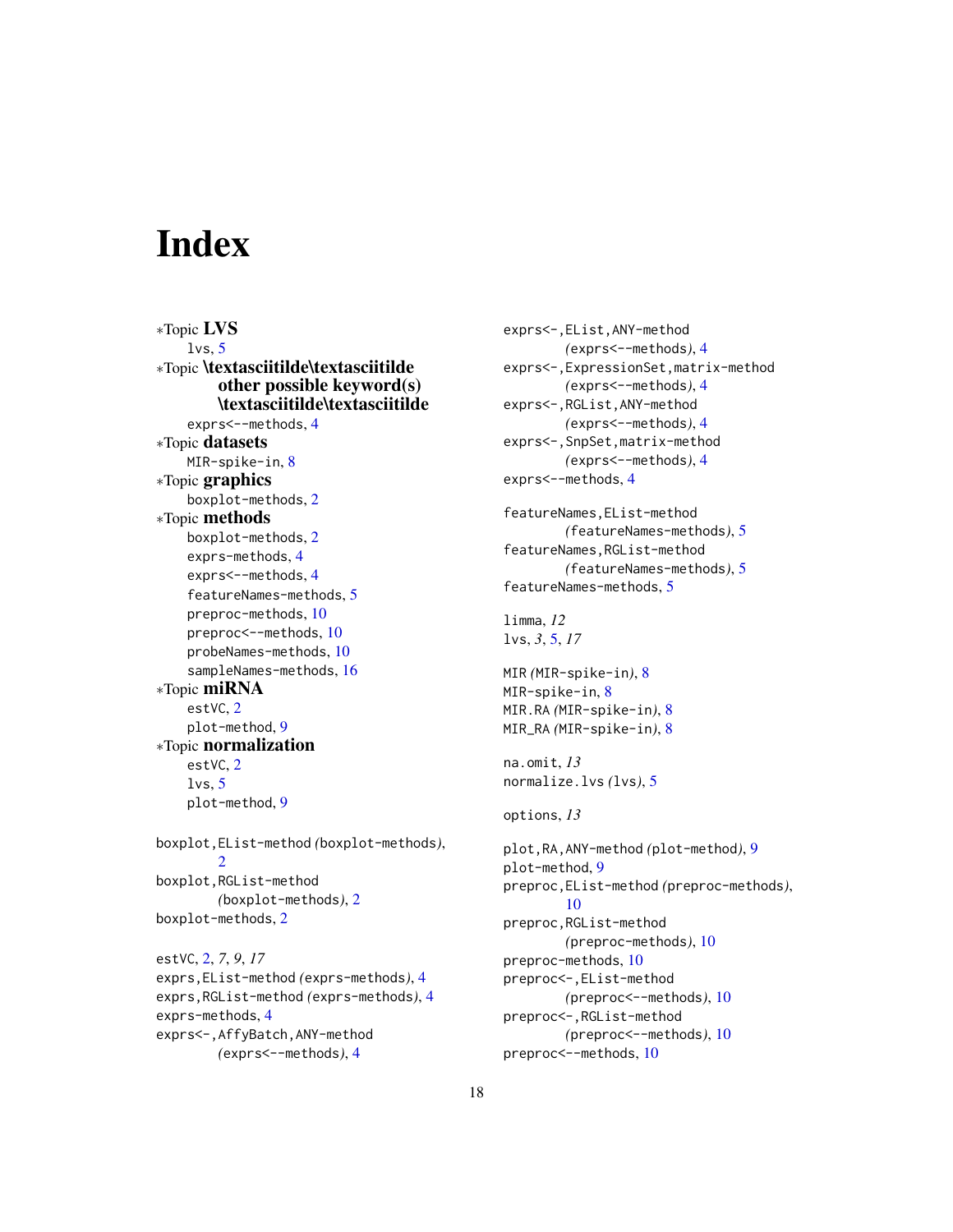# Index

∗Topic **LVS**
- lvs, 5

∗Topic **\textasciitilde\textasciitilde other possible keyword(s) \textasciitilde\textasciitilde**
- exprs<--methods, 4

∗Topic **datasets**
- MIR-spike-in, 8

∗Topic **graphics**
- boxplot-methods, 2

∗Topic **methods**
- boxplot-methods, 2
- exprs-methods, 4
- exprs<--methods, 4
- featureNames-methods, 5
- preproc-methods, 10
- preproc<--methods, 10
- probeNames-methods, 10
- sampleNames-methods, 16

∗Topic **miRNA**
- estVC, 2
- plot-method, 9

∗Topic **normalization**
- estVC, 2
- lvs, 5
- plot-method, 9

boxplot,EList-method *(boxplot-methods)*, 2
boxplot,RGList-method *(boxplot-methods)*, 2
boxplot-methods, 2

estVC, 2, *7*, *9*, *17*
exprs,EList-method *(exprs-methods)*, 4
exprs,RGList-method *(exprs-methods)*, 4
exprs-methods, 4
exprs<-,AffyBatch,ANY-method *(exprs<--methods)*, 4
exprs<-,EList,ANY-method *(exprs<--methods)*, 4
exprs<-,ExpressionSet,matrix-method *(exprs<--methods)*, 4
exprs<-,RGList,ANY-method *(exprs<--methods)*, 4
exprs<-,SnpSet,matrix-method *(exprs<--methods)*, 4
exprs<--methods, 4

featureNames,EList-method *(featureNames-methods)*, 5
featureNames,RGList-method *(featureNames-methods)*, 5
featureNames-methods, 5

limma, *12*
lvs, *3*, 5, *17*

MIR *(MIR-spike-in)*, 8
MIR-spike-in, 8
MIR.RA *(MIR-spike-in)*, 8
MIR_RA *(MIR-spike-in)*, 8

na.omit, *13*
normalize.lvs *(lvs)*, 5

options, *13*

plot,RA,ANY-method *(plot-method)*, 9
plot-method, 9
preproc,EList-method *(preproc-methods)*, 10
preproc,RGList-method *(preproc-methods)*, 10
preproc-methods, 10
preproc<-,EList-method *(preproc<--methods)*, 10
preproc<-,RGList-method *(preproc<--methods)*, 10
preproc<--methods, 10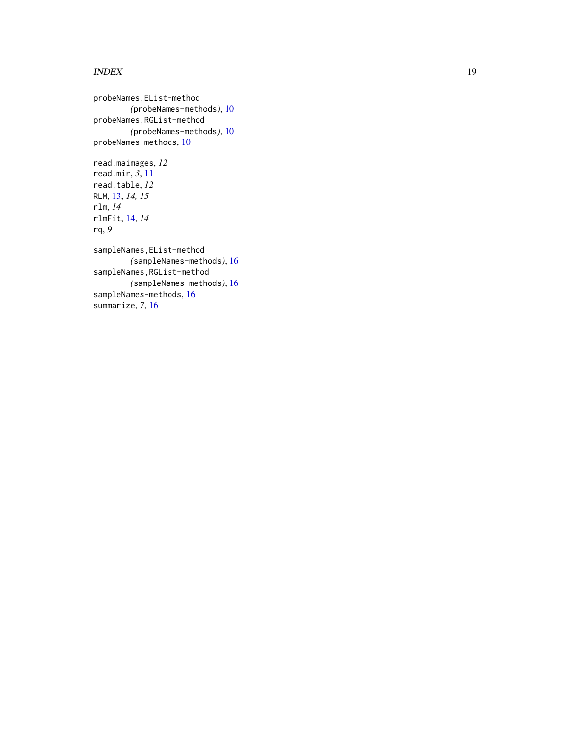probeNames,EList-method
        *(*probeNames-methods*)*, 10
probeNames,RGList-method
        *(*probeNames-methods*)*, 10
probeNames-methods, 10

read.maimages, *12*
read.mir, *3*, 11
read.table, *12*
RLM, 13, *14, 15*
rlm, *14*
rlmFit, 14, *14*
rq, *9*

sampleNames,EList-method
        *(*sampleNames-methods*)*, 16
sampleNames,RGList-method
        *(*sampleNames-methods*)*, 16
sampleNames-methods, 16
summarize, *7*, 16